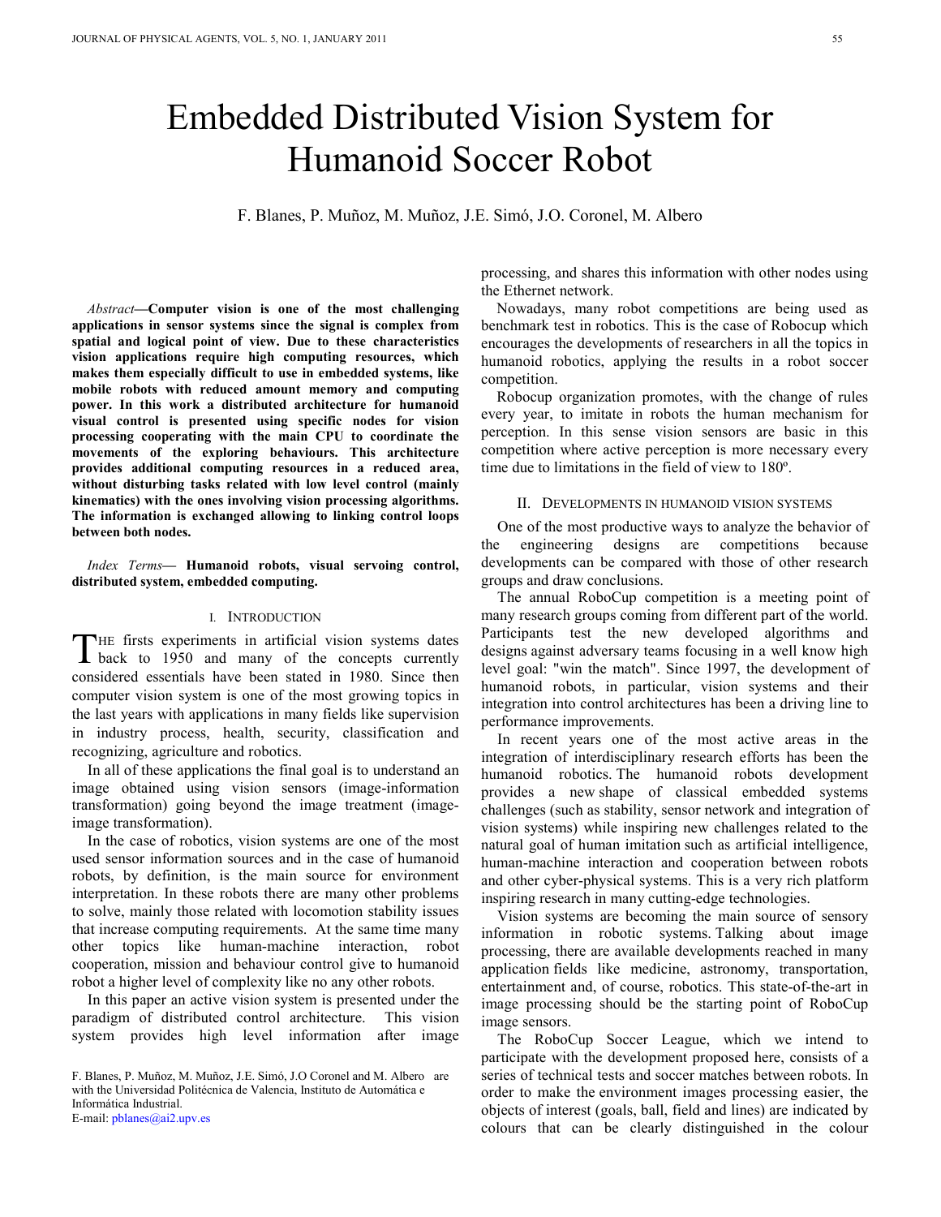# Embedded Distributed Vision System for Humanoid Soccer Robot

F. Blanes, P. Muñoz, M. Muñoz, J.E. Simó, J.O. Coronel, M. Albero

*Abstract*—**Computer vision is one of the most challenging applications in sensor systems since the signal is complex from spatial and logical point of view. Due to these characteristics vision applications require high computing resources, which makes them especially difficult to use in embedded systems, like mobile robots with reduced amount memory and computing power. In this work a distributed architecture for humanoid visual control is presented using specific nodes for vision processing cooperating with the main CPU to coordinate the movements of the exploring behaviours. This architecture provides additional computing resources in a reduced area, without disturbing tasks related with low level control (mainly kinematics) with the ones involving vision processing algorithms. The information is exchanged allowing to linking control loops between both nodes.**

*Index Terms*— **Humanoid robots, visual servoing control, distributed system, embedded computing.**

## I. Introduction

The firsts experiments in artificial vision systems dates back to 1950 and many of the concepts currently considered essentials have been stated in 1980. Since then computer vision system is one of the most growing topics in the last years with applications in many fields like supervision in industry process, health, security, classification and recognizing, agriculture and robotics.

In all of these applications the final goal is to understand an image obtained using vision sensors (image-information transformation) going beyond the image treatment (image-image transformation).

In the case of robotics, vision systems are one of the most used sensor information sources and in the case of humanoid robots, by definition, is the main source for environment interpretation. In these robots there are many other problems to solve, mainly those related with locomotion stability issues that increase computing requirements. At the same time many other topics like human-machine interaction, robot cooperation, mission and behaviour control give to humanoid robot a higher level of complexity like no any other robots.

In this paper an active vision system is presented under the paradigm of distributed control architecture. This vision system provides high level information after image processing, and shares this information with other nodes using the Ethernet network.

Nowadays, many robot competitions are being used as benchmark test in robotics. This is the case of Robocup which encourages the developments of researchers in all the topics in humanoid robotics, applying the results in a robot soccer competition.

Robocup organization promotes, with the change of rules every year, to imitate in robots the human mechanism for perception. In this sense vision sensors are basic in this competition where active perception is more necessary every time due to limitations in the field of view to 180º.

## II. Developments in Humanoid Vision Systems

One of the most productive ways to analyze the behavior of the engineering designs are competitions because developments can be compared with those of other research groups and draw conclusions.

The annual RoboCup competition is a meeting point of many research groups coming from different part of the world. Participants test the new developed algorithms and designs against adversary teams focusing in a well know high level goal: "win the match". Since 1997, the development of humanoid robots, in particular, vision systems and their integration into control architectures has been a driving line to performance improvements.

In recent years one of the most active areas in the integration of interdisciplinary research efforts has been the humanoid robotics. The humanoid robots development provides a new shape of classical embedded systems challenges (such as stability, sensor network and integration of vision systems) while inspiring new challenges related to the natural goal of human imitation such as artificial intelligence, human-machine interaction and cooperation between robots and other cyber-physical systems. This is a very rich platform inspiring research in many cutting-edge technologies.

Vision systems are becoming the main source of sensory information in robotic systems. Talking about image processing, there are available developments reached in many application fields like medicine, astronomy, transportation, entertainment and, of course, robotics. This state-of-the-art in image processing should be the starting point of RoboCup image sensors.

The RoboCup Soccer League, which we intend to participate with the development proposed here, consists of a series of technical tests and soccer matches between robots. In order to make the environment images processing easier, the objects of interest (goals, ball, field and lines) are indicated by colours that can be clearly distinguished in the colour

F. Blanes, P. Muñoz, M. Muñoz, J.E. Simó, J.O Coronel and M. Albero are with the Universidad Politécnica de Valencia, Instituto de Automática e Informática Industrial.
E-mail: pblanes@ai2.upv.es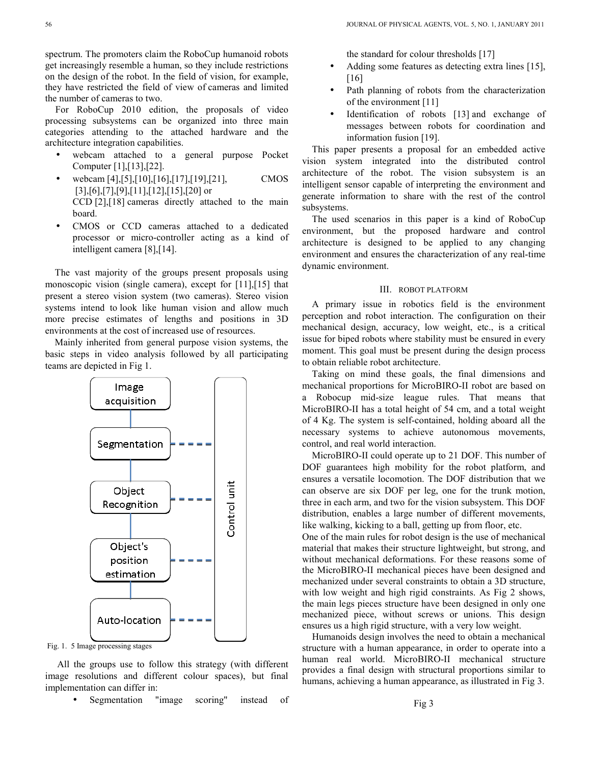spectrum. The promoters claim the RoboCup humanoid robots get increasingly resemble a human, so they include restrictions on the design of the robot. In the field of vision, for example, they have restricted the field of view of cameras and limited the number of cameras to two.

For RoboCup 2010 edition, the proposals of video processing subsystems can be organized into three main categories attending to the attached hardware and the architecture integration capabilities.

- webcam attached to a general purpose Pocket Computer [1],[13],[22].
- webcam [4],[5],[10],[16],[17],[19],[21], CMOS [3],[6],[7],[9],[11],[12],[15],[20] or CCD [2],[18] cameras directly attached to the main board.
- CMOS or CCD cameras attached to a dedicated processor or micro-controller acting as a kind of intelligent camera [8],[14].

The vast majority of the groups present proposals using monoscopic vision (single camera), except for [11],[15] that present a stereo vision system (two cameras). Stereo vision systems intend to look like human vision and allow much more precise estimates of lengths and positions in 3D environments at the cost of increased use of resources.

Mainly inherited from general purpose vision systems, the basic steps in video analysis followed by all participating teams are depicted in Fig 1.

Image acquisition → Segmentation → Object Recognition → Object's position estimation → Auto-location (Control unit)

Fig. 1. 5 Image processing stages

All the groups use to follow this strategy (with different image resolutions and different colour spaces), but final implementation can differ in:

- Segmentation "image scoring" instead of the standard for colour thresholds [17]
- Adding some features as detecting extra lines [15], [16]
- Path planning of robots from the characterization of the environment [11]
- Identification of robots [13] and exchange of messages between robots for coordination and information fusion [19].

This paper presents a proposal for an embedded active vision system integrated into the distributed control architecture of the robot. The vision subsystem is an intelligent sensor capable of interpreting the environment and generate information to share with the rest of the control subsystems.

The used scenarios in this paper is a kind of RoboCup environment, but the proposed hardware and control architecture is designed to be applied to any changing environment and ensures the characterization of any real-time dynamic environment.

## III. ROBOT PLATFORM

A primary issue in robotics field is the environment perception and robot interaction. The configuration on their mechanical design, accuracy, low weight, etc., is a critical issue for biped robots where stability must be ensured in every moment. This goal must be present during the design process to obtain reliable robot architecture.

Taking on mind these goals, the final dimensions and mechanical proportions for MicroBIRO-II robot are based on a Robocup mid-size league rules. That means that MicroBIRO-II has a total height of 54 cm, and a total weight of 4 Kg. The system is self-contained, holding aboard all the necessary systems to achieve autonomous movements, control, and real world interaction.

MicroBIRO-II could operate up to 21 DOF. This number of DOF guarantees high mobility for the robot platform, and ensures a versatile locomotion. The DOF distribution that we can observe are six DOF per leg, one for the trunk motion, three in each arm, and two for the vision subsystem. This DOF distribution, enables a large number of different movements, like walking, kicking to a ball, getting up from floor, etc.

One of the main rules for robot design is the use of mechanical material that makes their structure lightweight, but strong, and without mechanical deformations. For these reasons some of the MicroBIRO-II mechanical pieces have been designed and mechanized under several constraints to obtain a 3D structure, with low weight and high rigid constraints. As Fig 2 shows, the main legs pieces structure have been designed in only one mechanized piece, without screws or unions. This design ensures us a high rigid structure, with a very low weight.

Humanoids design involves the need to obtain a mechanical structure with a human appearance, in order to operate into a human real world. MicroBIRO-II mechanical structure provides a final design with structural proportions similar to humans, achieving a human appearance, as illustrated in Fig 3.

Fig 3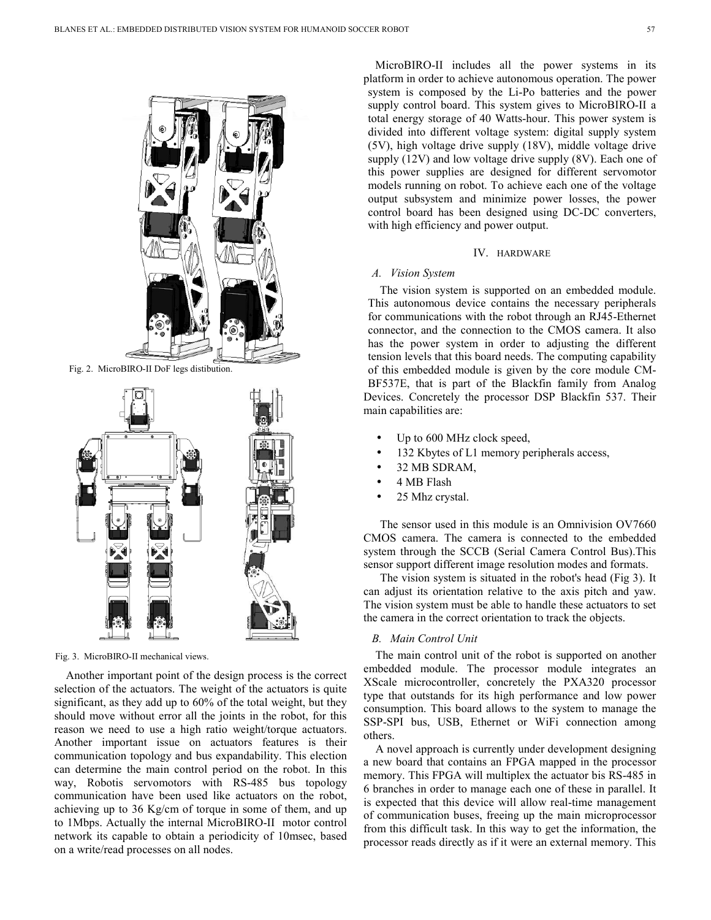Fig. 2. MicroBIRO-II DoF legs distibution.

Fig. 3. MicroBIRO-II mechanical views.

Another important point of the design process is the correct selection of the actuators. The weight of the actuators is quite significant, as they add up to 60% of the total weight, but they should move without error all the joints in the robot, for this reason we need to use a high ratio weight/torque actuators. Another important issue on actuators features is their communication topology and bus expandability. This election can determine the main control period on the robot. In this way, Robotis servomotors with RS-485 bus topology communication have been used like actuators on the robot, achieving up to 36 Kg/cm of torque in some of them, and up to 1Mbps. Actually the internal MicroBIRO-II motor control network its capable to obtain a periodicity of 10msec, based on a write/read processes on all nodes.

MicroBIRO-II includes all the power systems in its platform in order to achieve autonomous operation. The power system is composed by the Li-Po batteries and the power supply control board. This system gives to MicroBIRO-II a total energy storage of 40 Watts-hour. This power system is divided into different voltage system: digital supply system (5V), high voltage drive supply (18V), middle voltage drive supply (12V) and low voltage drive supply (8V). Each one of this power supplies are designed for different servomotor models running on robot. To achieve each one of the voltage output subsystem and minimize power losses, the power control board has been designed using DC-DC converters, with high efficiency and power output.

## IV. HARDWARE

### A. Vision System

The vision system is supported on an embedded module. This autonomous device contains the necessary peripherals for communications with the robot through an RJ45-Ethernet connector, and the connection to the CMOS camera. It also has the power system in order to adjusting the different tension levels that this board needs. The computing capability of this embedded module is given by the core module CM-BF537E, that is part of the Blackfin family from Analog Devices. Concretely the processor DSP Blackfin 537. Their main capabilities are:

- Up to 600 MHz clock speed,
- 132 Kbytes of L1 memory peripherals access,
- 32 MB SDRAM,
- 4 MB Flash
- 25 Mhz crystal.

The sensor used in this module is an Omnivision OV7660 CMOS camera. The camera is connected to the embedded system through the SCCB (Serial Camera Control Bus).This sensor support different image resolution modes and formats.

The vision system is situated in the robot's head (Fig 3). It can adjust its orientation relative to the axis pitch and yaw. The vision system must be able to handle these actuators to set the camera in the correct orientation to track the objects.

### B. Main Control Unit

The main control unit of the robot is supported on another embedded module. The processor module integrates an XScale microcontroller, concretely the PXA320 processor type that outstands for its high performance and low power consumption. This board allows to the system to manage the SSP-SPI bus, USB, Ethernet or WiFi connection among others.

A novel approach is currently under development designing a new board that contains an FPGA mapped in the processor memory. This FPGA will multiplex the actuator bis RS-485 in 6 branches in order to manage each one of these in parallel. It is expected that this device will allow real-time management of communication buses, freeing up the main microprocessor from this difficult task. In this way to get the information, the processor reads directly as if it were an external memory. This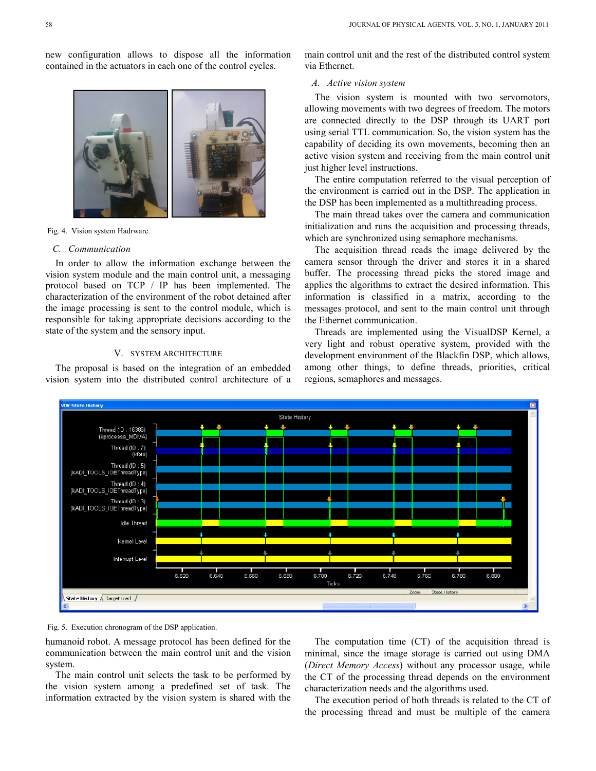new configuration allows to dispose all the information contained in the actuators in each one of the control cycles.

Fig. 4. Vision system Hadrware.

### C. Communication

In order to allow the information exchange between the vision system module and the main control unit, a messaging protocol based on TCP / IP has been implemented. The characterization of the environment of the robot detained after the image processing is sent to the control module, which is responsible for taking appropriate decisions according to the state of the system and the sensory input.

## V. SYSTEM ARCHITECTURE

The proposal is based on the integration of an embedded vision system into the distributed control architecture of a humanoid robot. A message protocol has been defined for the communication between the main control unit and the vision system.

The main control unit selects the task to be performed by the vision system among a predefined set of task. The information extracted by the vision system is shared with the main control unit and the rest of the distributed control system via Ethernet.

### A. Active vision system

The vision system is mounted with two servomotors, allowing movements with two degrees of freedom. The motors are connected directly to the DSP through its UART port using serial TTL communication. So, the vision system has the capability of deciding its own movements, becoming then an active vision system and receiving from the main control unit just higher level instructions.

The entire computation referred to the visual perception of the environment is carried out in the DSP. The application in the DSP has been implemented as a multithreading process.

The main thread takes over the camera and communication initialization and runs the acquisition and processing threads, which are synchronized using semaphore mechanisms.

The acquisition thread reads the image delivered by the camera sensor through the driver and stores it in a shared buffer. The processing thread picks the stored image and applies the algorithms to extract the desired information. This information is classified in a matrix, according to the messages protocol, and sent to the main control unit through the Ethernet communication.

Threads are implemented using the VisualDSP Kernel, a very light and robust operative system, provided with the development environment of the Blackfin DSP, which allows, among other things, to define threads, priorities, critical regions, semaphores and messages.

Fig. 5. Execution chronogram of the DSP application.

The computation time (CT) of the acquisition thread is minimal, since the image storage is carried out using DMA (*Direct Memory Access*) without any processor usage, while the CT of the processing thread depends on the environment characterization needs and the algorithms used.

The execution period of both threads is related to the CT of the processing thread and must be multiple of the camera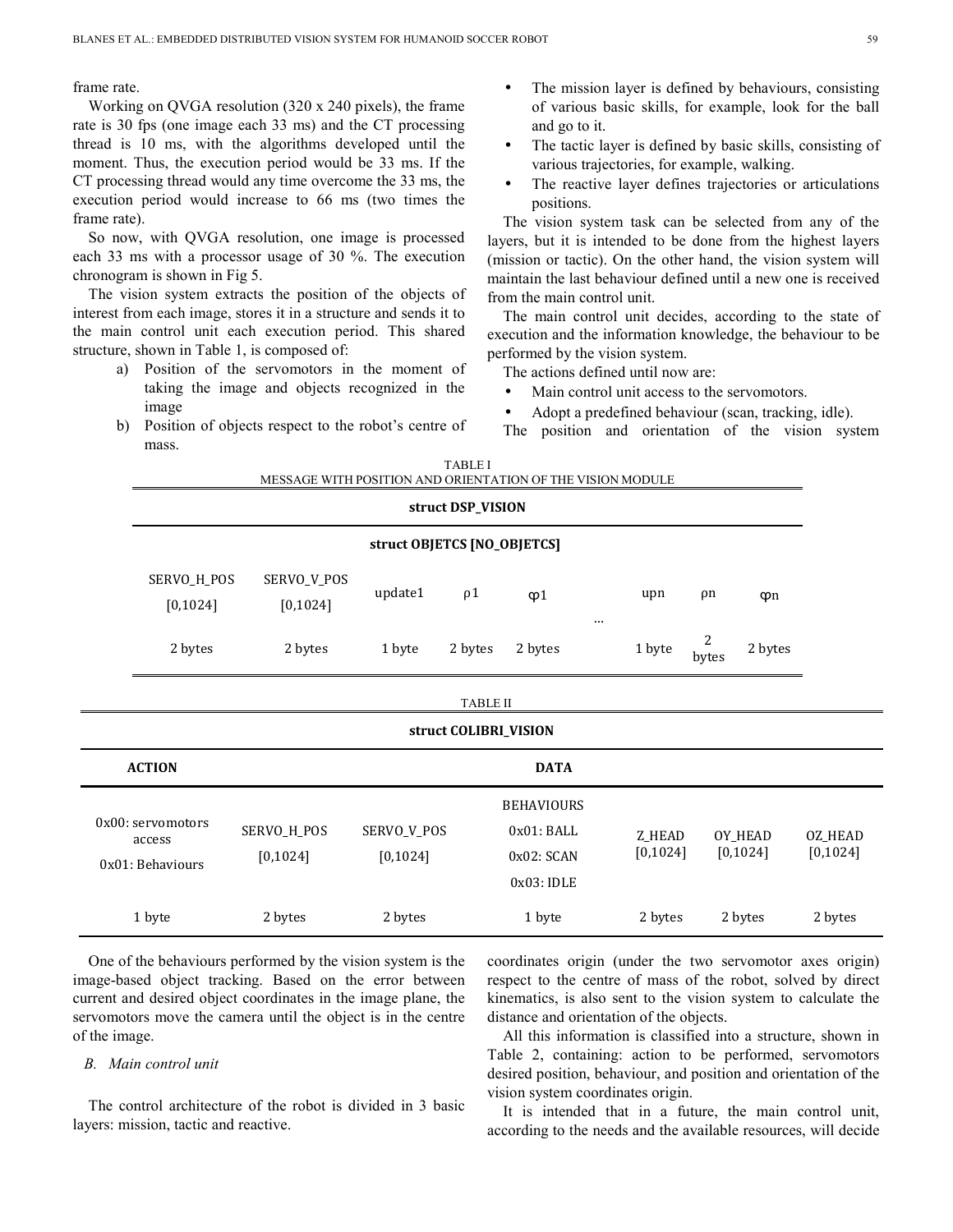frame rate.

Working on QVGA resolution (320 x 240 pixels), the frame rate is 30 fps (one image each 33 ms) and the CT processing thread is 10 ms, with the algorithms developed until the moment. Thus, the execution period would be 33 ms. If the CT processing thread would any time overcome the 33 ms, the execution period would increase to 66 ms (two times the frame rate).

So now, with QVGA resolution, one image is processed each 33 ms with a processor usage of 30 %. The execution chronogram is shown in Fig 5.

The vision system extracts the position of the objects of interest from each image, stores it in a structure and sends it to the main control unit each execution period. This shared structure, shown in Table 1, is composed of:

a) Position of the servomotors in the moment of taking the image and objects recognized in the image
b) Position of objects respect to the robot's centre of mass.

TABLE I
MESSAGE WITH POSITION AND ORIENTATION OF THE VISION MODULE

| struct DSP_VISION | | | | | | | | |
|---|---|---|---|---|---|---|---|---|
| | | struct OBJETCS [NO_OBJETCS] | | | | | | |
| SERVO_H_POS [0,1024] | SERVO_V_POS [0,1024] | update1 | ρ1 | φ1 | ... | upn | ρn | φn |
| 2 bytes | 2 bytes | 1 byte | 2 bytes | 2 bytes | | 1 byte | 2 bytes | 2 bytes |

One of the behaviours performed by the vision system is the image-based object tracking. Based on the error between current and desired object coordinates in the image plane, the servomotors move the camera until the object is in the centre of the image.

### B. Main control unit

The control architecture of the robot is divided in 3 basic layers: mission, tactic and reactive.

- The mission layer is defined by behaviours, consisting of various basic skills, for example, look for the ball and go to it.
- The tactic layer is defined by basic skills, consisting of various trajectories, for example, walking.
- The reactive layer defines trajectories or articulations positions.

The vision system task can be selected from any of the layers, but it is intended to be done from the highest layers (mission or tactic). On the other hand, the vision system will maintain the last behaviour defined until a new one is received from the main control unit.

The main control unit decides, according to the state of execution and the information knowledge, the behaviour to be performed by the vision system.

The actions defined until now are:

- Main control unit access to the servomotors.
- Adopt a predefined behaviour (scan, tracking, idle).

The position and orientation of the vision system coordinates origin (under the two servomotor axes origin) respect to the centre of mass of the robot, solved by direct kinematics, is also sent to the vision system to calculate the distance and orientation of the objects.

TABLE II

| struct COLIBRI_VISION | | | | | | |
|---|---|---|---|---|---|---|
| ACTION | DATA | | | | | |
| 0x00: servomotors access<br>0x01: Behaviours | SERVO_H_POS [0,1024] | SERVO_V_POS [0,1024] | BEHAVIOURS<br>0x01: BALL<br>0x02: SCAN<br>0x03: IDLE | Z_HEAD [0,1024] | OY_HEAD [0,1024] | OZ_HEAD [0,1024] |
| 1 byte | 2 bytes | 2 bytes | 1 byte | 2 bytes | 2 bytes | 2 bytes |

All this information is classified into a structure, shown in Table 2, containing: action to be performed, servomotors desired position, behaviour, and position and orientation of the vision system coordinates origin.

It is intended that in a future, the main control unit, according to the needs and the available resources, will decide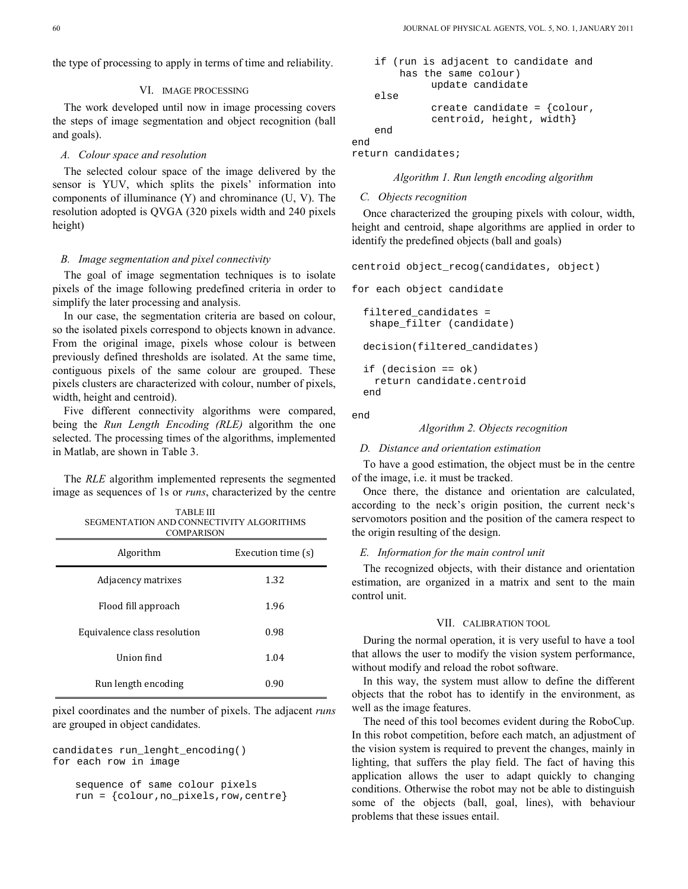the type of processing to apply in terms of time and reliability.

## VI. Image Processing

The work developed until now in image processing covers the steps of image segmentation and object recognition (ball and goals).

### A. Colour space and resolution

The selected colour space of the image delivered by the sensor is YUV, which splits the pixels' information into components of illuminance (Y) and chrominance (U, V). The resolution adopted is QVGA (320 pixels width and 240 pixels height)

### B. Image segmentation and pixel connectivity

The goal of image segmentation techniques is to isolate pixels of the image following predefined criteria in order to simplify the later processing and analysis.

In our case, the segmentation criteria are based on colour, so the isolated pixels correspond to objects known in advance. From the original image, pixels whose colour is between previously defined thresholds are isolated. At the same time, contiguous pixels of the same colour are grouped. These pixels clusters are characterized with colour, number of pixels, width, height and centroid).

Five different connectivity algorithms were compared, being the *Run Length Encoding (RLE)* algorithm the one selected. The processing times of the algorithms, implemented in Matlab, are shown in Table 3.

The *RLE* algorithm implemented represents the segmented image as sequences of 1s or *runs*, characterized by the centre pixel coordinates and the number of pixels. The adjacent *runs* are grouped in object candidates.

TABLE III
SEGMENTATION AND CONNECTIVITY ALGORITHMS COMPARISON

| Algorithm | Execution time (s) |
| --- | --- |
| Adjacency matrixes | 1.32 |
| Flood fill approach | 1.96 |
| Equivalence class resolution | 0.98 |
| Union find | 1.04 |
| Run length encoding | 0.90 |

```
candidates run_lenght_encoding()
for each row in image

    sequence of same colour pixels
    run = {colour,no_pixels,row,centre}

    if (run is adjacent to candidate and
        has the same colour)
            update candidate
    else
            create candidate = {colour,
            centroid, height, width}
    end
end
return candidates;
```

*Algorithm 1. Run length encoding algorithm*

### C. Objects recognition

Once characterized the grouping pixels with colour, width, height and centroid, shape algorithms are applied in order to identify the predefined objects (ball and goals)

```
centroid object_recog(candidates, object)

for each object candidate

  filtered_candidates =
   shape_filter (candidate)

  decision(filtered_candidates)

  if (decision == ok)
    return candidate.centroid
  end

end
```

*Algorithm 2. Objects recognition*

### D. Distance and orientation estimation

To have a good estimation, the object must be in the centre of the image, i.e. it must be tracked.

Once there, the distance and orientation are calculated, according to the neck's origin position, the current neck's servomotors position and the position of the camera respect to the origin resulting of the design.

### E. Information for the main control unit

The recognized objects, with their distance and orientation estimation, are organized in a matrix and sent to the main control unit.

## VII. Calibration Tool

During the normal operation, it is very useful to have a tool that allows the user to modify the vision system performance, without modify and reload the robot software.

In this way, the system must allow to define the different objects that the robot has to identify in the environment, as well as the image features.

The need of this tool becomes evident during the RoboCup. In this robot competition, before each match, an adjustment of the vision system is required to prevent the changes, mainly in lighting, that suffers the play field. The fact of having this application allows the user to adapt quickly to changing conditions. Otherwise the robot may not be able to distinguish some of the objects (ball, goal, lines), with behaviour problems that these issues entail.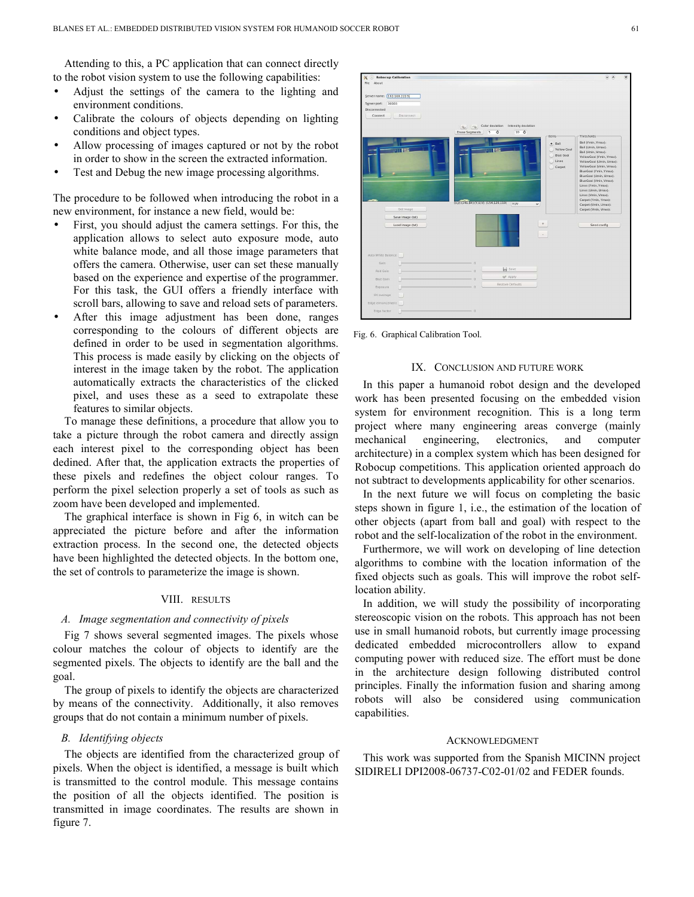Attending to this, a PC application that can connect directly to the robot vision system to use the following capabilities:

- Adjust the settings of the camera to the lighting and environment conditions.
- Calibrate the colours of objects depending on lighting conditions and object types.
- Allow processing of images captured or not by the robot in order to show in the screen the extracted information.
- Test and Debug the new image processing algorithms.

The procedure to be followed when introducing the robot in a new environment, for instance a new field, would be:

- First, you should adjust the camera settings. For this, the application allows to select auto exposure mode, auto white balance mode, and all those image parameters that offers the camera. Otherwise, user can set these manually based on the experience and expertise of the programmer. For this task, the GUI offers a friendly interface with scroll bars, allowing to save and reload sets of parameters.
- After this image adjustment has been done, ranges corresponding to the colours of different objects are defined in order to be used in segmentation algorithms. This process is made easily by clicking on the objects of interest in the image taken by the robot. The application automatically extracts the characteristics of the clicked pixel, and uses these as a seed to extrapolate these features to similar objects.

To manage these definitions, a procedure that allow you to take a picture through the robot camera and directly assign each interest pixel to the corresponding object has been dedined. After that, the application extracts the properties of these pixels and redefines the object colour ranges. To perform the pixel selection properly a set of tools as such as zoom have been developed and implemented.

The graphical interface is shown in Fig 6, in witch can be appreciated the picture before and after the information extraction process. In the second one, the detected objects have been highlighted the detected objects. In the bottom one, the set of controls to parameterize the image is shown.

Fig. 6. Graphical Calibration Tool.

## VIII. RESULTS

### A. Image segmentation and connectivity of pixels

Fig 7 shows several segmented images. The pixels whose colour matches the colour of objects to identify are the segmented pixels. The objects to identify are the ball and the goal.

The group of pixels to identify the objects are characterized by means of the connectivity. Additionally, it also removes groups that do not contain a minimum number of pixels.

### B. Identifying objects

The objects are identified from the characterized group of pixels. When the object is identified, a message is built which is transmitted to the control module. This message contains the position of all the objects identified. The position is transmitted in image coordinates. The results are shown in figure 7.

## IX. CONCLUSION AND FUTURE WORK

In this paper a humanoid robot design and the developed work has been presented focusing on the embedded vision system for environment recognition. This is a long term project where many engineering areas converge (mainly mechanical engineering, electronics, and computer architecture) in a complex system which has been designed for Robocup competitions. This application oriented approach do not subtract to developments applicability for other scenarios.

In the next future we will focus on completing the basic steps shown in figure 1, i.e., the estimation of the location of other objects (apart from ball and goal) with respect to the robot and the self-localization of the robot in the environment.

Furthermore, we will work on developing of line detection algorithms to combine with the location information of the fixed objects such as goals. This will improve the robot self-location ability.

In addition, we will study the possibility of incorporating stereoscopic vision on the robots. This approach has not been use in small humanoid robots, but currently image processing dedicated embedded microcontrollers allow to expand computing power with reduced size. The effort must be done in the architecture design following distributed control principles. Finally the information fusion and sharing among robots will also be considered using communication capabilities.

## ACKNOWLEDGMENT

This work was supported from the Spanish MICINN project SIDIRELI DPI2008-06737-C02-01/02 and FEDER founds.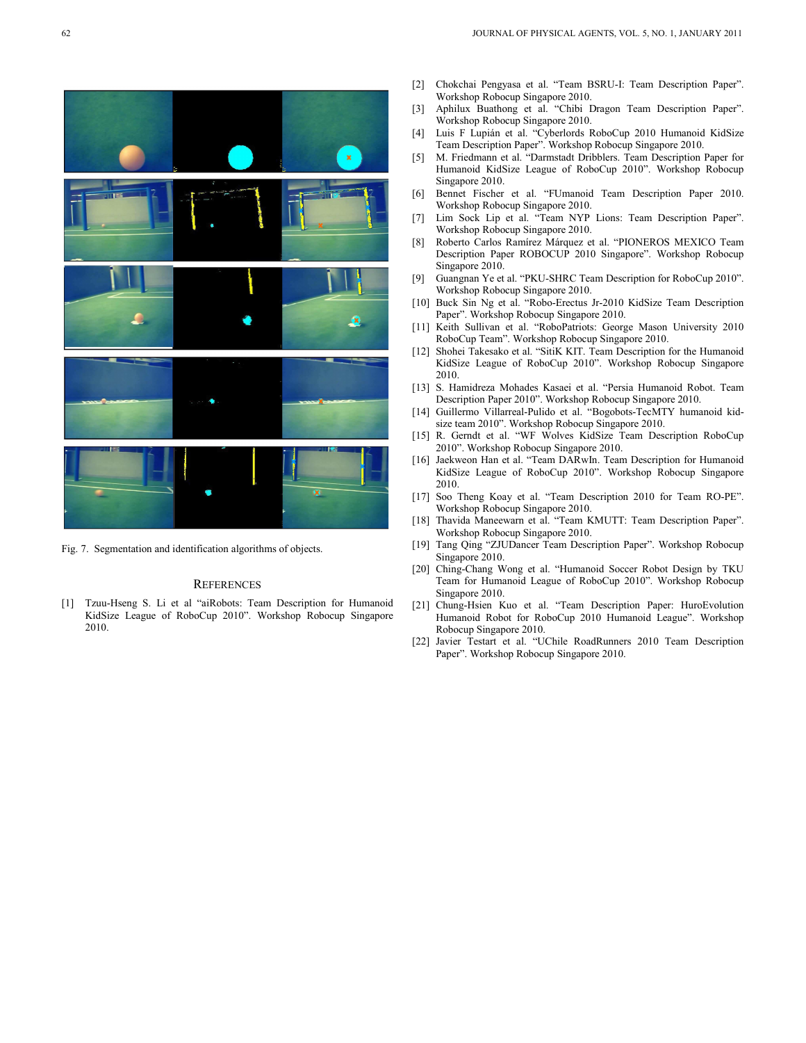Fig. 7. Segmentation and identification algorithms of objects.

## REFERENCES

[1] Tzuu-Hseng S. Li et al "aiRobots: Team Description for Humanoid KidSize League of RoboCup 2010". Workshop Robocup Singapore 2010.

[2] Chokchai Pengyasa et al. "Team BSRU-I: Team Description Paper". Workshop Robocup Singapore 2010.

[3] Aphilux Buathong et al. "Chibi Dragon Team Description Paper". Workshop Robocup Singapore 2010.

[4] Luis F Lupián et al. "Cyberlords RoboCup 2010 Humanoid KidSize Team Description Paper". Workshop Robocup Singapore 2010.

[5] M. Friedmann et al. "Darmstadt Dribblers. Team Description Paper for Humanoid KidSize League of RoboCup 2010". Workshop Robocup Singapore 2010.

[6] Bennet Fischer et al. "FUmanoid Team Description Paper 2010. Workshop Robocup Singapore 2010.

[7] Lim Sock Lip et al. "Team NYP Lions: Team Description Paper". Workshop Robocup Singapore 2010.

[8] Roberto Carlos Ramírez Márquez et al. "PIONEROS MEXICO Team Description Paper ROBOCUP 2010 Singapore". Workshop Robocup Singapore 2010.

[9] Guangnan Ye et al. "PKU-SHRC Team Description for RoboCup 2010". Workshop Robocup Singapore 2010.

[10] Buck Sin Ng et al. "Robo-Erectus Jr-2010 KidSize Team Description Paper". Workshop Robocup Singapore 2010.

[11] Keith Sullivan et al. "RoboPatriots: George Mason University 2010 RoboCup Team". Workshop Robocup Singapore 2010.

[12] Shohei Takesako et al. "SitiK KIT. Team Description for the Humanoid KidSize League of RoboCup 2010". Workshop Robocup Singapore 2010.

[13] S. Hamidreza Mohades Kasaei et al. "Persia Humanoid Robot. Team Description Paper 2010". Workshop Robocup Singapore 2010.

[14] Guillermo Villarreal-Pulido et al. "Bogobots-TecMTY humanoid kid-size team 2010". Workshop Robocup Singapore 2010.

[15] R. Gerndt et al. "WF Wolves KidSize Team Description RoboCup 2010". Workshop Robocup Singapore 2010.

[16] Jaekweon Han et al. "Team DARwIn. Team Description for Humanoid KidSize League of RoboCup 2010". Workshop Robocup Singapore 2010.

[17] Soo Theng Koay et al. "Team Description 2010 for Team RO-PE". Workshop Robocup Singapore 2010.

[18] Thavida Maneewarn et al. "Team KMUTT: Team Description Paper". Workshop Robocup Singapore 2010.

[19] Tang Qing "ZJUDancer Team Description Paper". Workshop Robocup Singapore 2010.

[20] Ching-Chang Wong et al. "Humanoid Soccer Robot Design by TKU Team for Humanoid League of RoboCup 2010". Workshop Robocup Singapore 2010.

[21] Chung-Hsien Kuo et al. "Team Description Paper: HuroEvolution Humanoid Robot for RoboCup 2010 Humanoid League". Workshop Robocup Singapore 2010.

[22] Javier Testart et al. "UChile RoadRunners 2010 Team Description Paper". Workshop Robocup Singapore 2010.